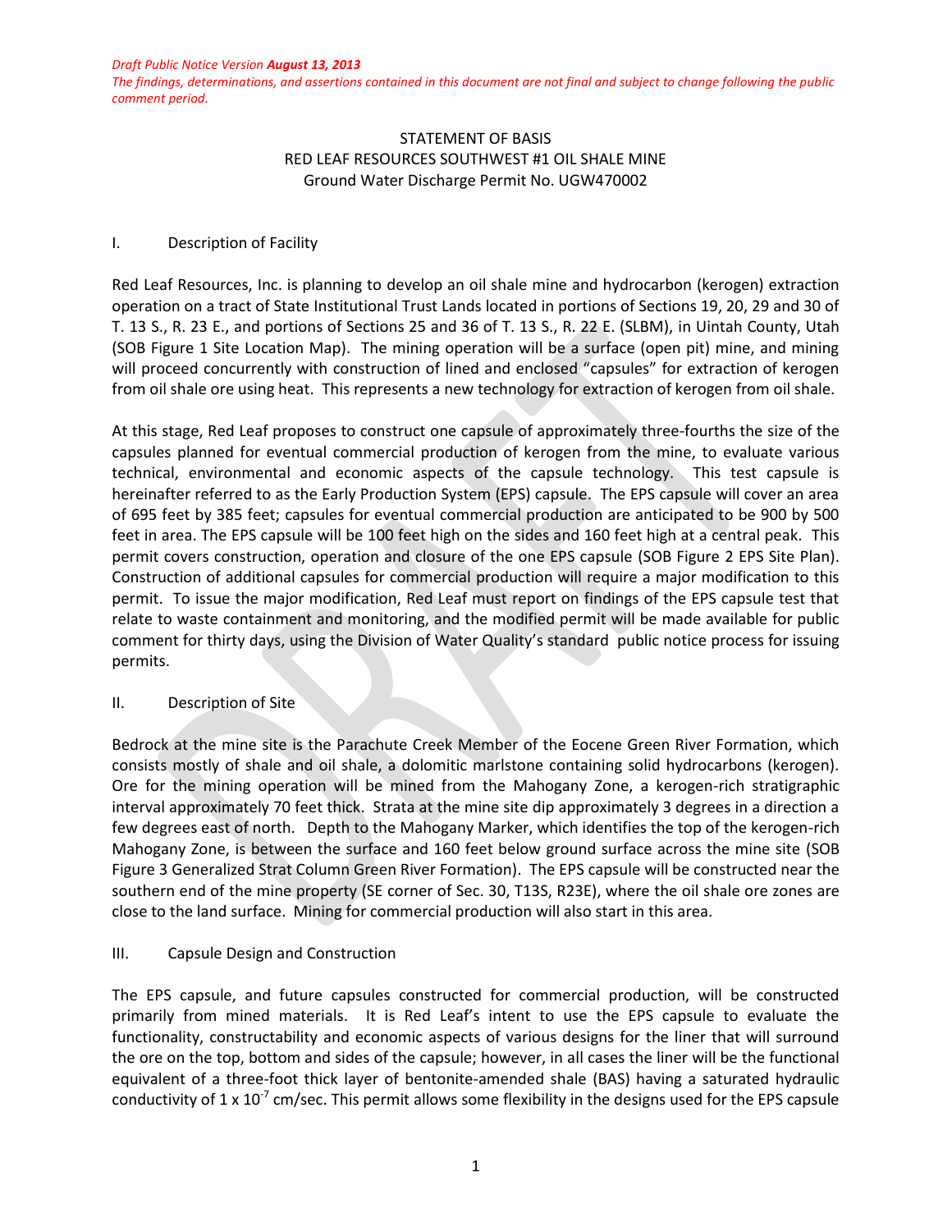*Draft Public Notice Version **August 13, 2013***
*The findings, determinations, and assertions contained in this document are not final and subject to change following the public comment period.*

STATEMENT OF BASIS
RED LEAF RESOURCES SOUTHWEST #1 OIL SHALE MINE
Ground Water Discharge Permit No. UGW470002

## I. Description of Facility

Red Leaf Resources, Inc. is planning to develop an oil shale mine and hydrocarbon (kerogen) extraction operation on a tract of State Institutional Trust Lands located in portions of Sections 19, 20, 29 and 30 of T. 13 S., R. 23 E., and portions of Sections 25 and 36 of T. 13 S., R. 22 E. (SLBM), in Uintah County, Utah (SOB Figure 1 Site Location Map). The mining operation will be a surface (open pit) mine, and mining will proceed concurrently with construction of lined and enclosed "capsules" for extraction of kerogen from oil shale ore using heat. This represents a new technology for extraction of kerogen from oil shale.

At this stage, Red Leaf proposes to construct one capsule of approximately three-fourths the size of the capsules planned for eventual commercial production of kerogen from the mine, to evaluate various technical, environmental and economic aspects of the capsule technology. This test capsule is hereinafter referred to as the Early Production System (EPS) capsule. The EPS capsule will cover an area of 695 feet by 385 feet; capsules for eventual commercial production are anticipated to be 900 by 500 feet in area. The EPS capsule will be 100 feet high on the sides and 160 feet high at a central peak. This permit covers construction, operation and closure of the one EPS capsule (SOB Figure 2 EPS Site Plan). Construction of additional capsules for commercial production will require a major modification to this permit. To issue the major modification, Red Leaf must report on findings of the EPS capsule test that relate to waste containment and monitoring, and the modified permit will be made available for public comment for thirty days, using the Division of Water Quality's standard public notice process for issuing permits.

## II. Description of Site

Bedrock at the mine site is the Parachute Creek Member of the Eocene Green River Formation, which consists mostly of shale and oil shale, a dolomitic marlstone containing solid hydrocarbons (kerogen). Ore for the mining operation will be mined from the Mahogany Zone, a kerogen-rich stratigraphic interval approximately 70 feet thick. Strata at the mine site dip approximately 3 degrees in a direction a few degrees east of north. Depth to the Mahogany Marker, which identifies the top of the kerogen-rich Mahogany Zone, is between the surface and 160 feet below ground surface across the mine site (SOB Figure 3 Generalized Strat Column Green River Formation). The EPS capsule will be constructed near the southern end of the mine property (SE corner of Sec. 30, T13S, R23E), where the oil shale ore zones are close to the land surface. Mining for commercial production will also start in this area.

## III. Capsule Design and Construction

The EPS capsule, and future capsules constructed for commercial production, will be constructed primarily from mined materials. It is Red Leaf's intent to use the EPS capsule to evaluate the functionality, constructability and economic aspects of various designs for the liner that will surround the ore on the top, bottom and sides of the capsule; however, in all cases the liner will be the functional equivalent of a three-foot thick layer of bentonite-amended shale (BAS) having a saturated hydraulic conductivity of $1 \times 10^{-7}$ cm/sec. This permit allows some flexibility in the designs used for the EPS capsule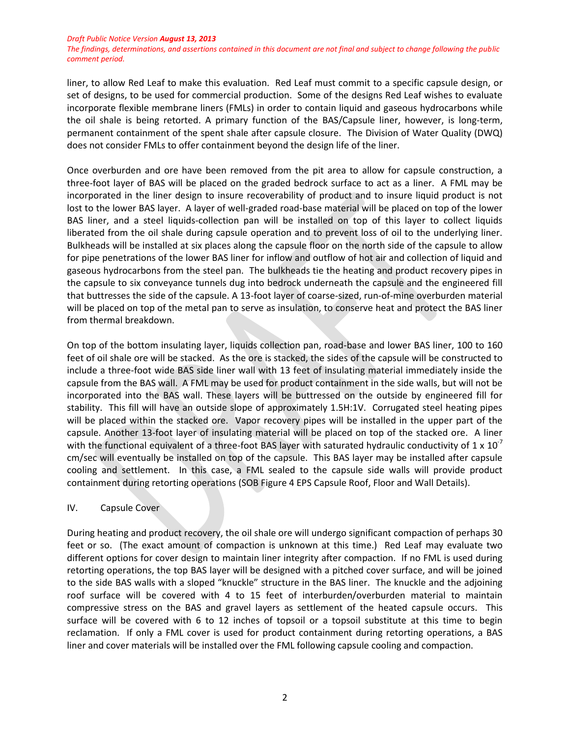liner, to allow Red Leaf to make this evaluation. Red Leaf must commit to a specific capsule design, or set of designs, to be used for commercial production. Some of the designs Red Leaf wishes to evaluate incorporate flexible membrane liners (FMLs) in order to contain liquid and gaseous hydrocarbons while the oil shale is being retorted. A primary function of the BAS/Capsule liner, however, is long-term, permanent containment of the spent shale after capsule closure. The Division of Water Quality (DWQ) does not consider FMLs to offer containment beyond the design life of the liner.

Once overburden and ore have been removed from the pit area to allow for capsule construction, a three-foot layer of BAS will be placed on the graded bedrock surface to act as a liner. A FML may be incorporated in the liner design to insure recoverability of product and to insure liquid product is not lost to the lower BAS layer. A layer of well-graded road-base material will be placed on top of the lower BAS liner, and a steel liquids-collection pan will be installed on top of this layer to collect liquids liberated from the oil shale during capsule operation and to prevent loss of oil to the underlying liner. Bulkheads will be installed at six places along the capsule floor on the north side of the capsule to allow for pipe penetrations of the lower BAS liner for inflow and outflow of hot air and collection of liquid and gaseous hydrocarbons from the steel pan. The bulkheads tie the heating and product recovery pipes in the capsule to six conveyance tunnels dug into bedrock underneath the capsule and the engineered fill that buttresses the side of the capsule. A 13-foot layer of coarse-sized, run-of-mine overburden material will be placed on top of the metal pan to serve as insulation, to conserve heat and protect the BAS liner from thermal breakdown.

On top of the bottom insulating layer, liquids collection pan, road-base and lower BAS liner, 100 to 160 feet of oil shale ore will be stacked. As the ore is stacked, the sides of the capsule will be constructed to include a three-foot wide BAS side liner wall with 13 feet of insulating material immediately inside the capsule from the BAS wall. A FML may be used for product containment in the side walls, but will not be incorporated into the BAS wall. These layers will be buttressed on the outside by engineered fill for stability. This fill will have an outside slope of approximately 1.5H:1V. Corrugated steel heating pipes will be placed within the stacked ore. Vapor recovery pipes will be installed in the upper part of the capsule. Another 13-foot layer of insulating material will be placed on top of the stacked ore. A liner with the functional equivalent of a three-foot BAS layer with saturated hydraulic conductivity of $1 \times 10^{-7}$ cm/sec will eventually be installed on top of the capsule. This BAS layer may be installed after capsule cooling and settlement. In this case, a FML sealed to the capsule side walls will provide product containment during retorting operations (SOB Figure 4 EPS Capsule Roof, Floor and Wall Details).

## IV. Capsule Cover

During heating and product recovery, the oil shale ore will undergo significant compaction of perhaps 30 feet or so. (The exact amount of compaction is unknown at this time.) Red Leaf may evaluate two different options for cover design to maintain liner integrity after compaction. If no FML is used during retorting operations, the top BAS layer will be designed with a pitched cover surface, and will be joined to the side BAS walls with a sloped "knuckle" structure in the BAS liner. The knuckle and the adjoining roof surface will be covered with 4 to 15 feet of interburden/overburden material to maintain compressive stress on the BAS and gravel layers as settlement of the heated capsule occurs. This surface will be covered with 6 to 12 inches of topsoil or a topsoil substitute at this time to begin reclamation. If only a FML cover is used for product containment during retorting operations, a BAS liner and cover materials will be installed over the FML following capsule cooling and compaction.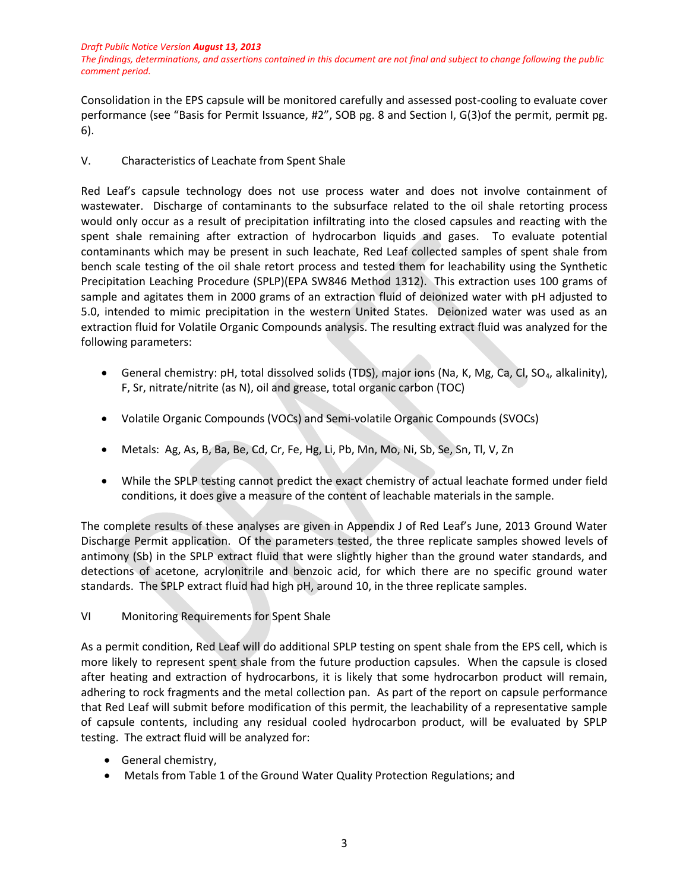Consolidation in the EPS capsule will be monitored carefully and assessed post-cooling to evaluate cover performance (see "Basis for Permit Issuance, #2", SOB pg. 8 and Section I, G(3)of the permit, permit pg. 6).

## V. Characteristics of Leachate from Spent Shale

Red Leaf's capsule technology does not use process water and does not involve containment of wastewater. Discharge of contaminants to the subsurface related to the oil shale retorting process would only occur as a result of precipitation infiltrating into the closed capsules and reacting with the spent shale remaining after extraction of hydrocarbon liquids and gases. To evaluate potential contaminants which may be present in such leachate, Red Leaf collected samples of spent shale from bench scale testing of the oil shale retort process and tested them for leachability using the Synthetic Precipitation Leaching Procedure (SPLP)(EPA SW846 Method 1312). This extraction uses 100 grams of sample and agitates them in 2000 grams of an extraction fluid of deionized water with pH adjusted to 5.0, intended to mimic precipitation in the western United States. Deionized water was used as an extraction fluid for Volatile Organic Compounds analysis. The resulting extract fluid was analyzed for the following parameters:

- General chemistry: pH, total dissolved solids (TDS), major ions (Na, K, Mg, Ca, Cl, $SO_4$, alkalinity), F, Sr, nitrate/nitrite (as N), oil and grease, total organic carbon (TOC)
- Volatile Organic Compounds (VOCs) and Semi-volatile Organic Compounds (SVOCs)
- Metals: Ag, As, B, Ba, Be, Cd, Cr, Fe, Hg, Li, Pb, Mn, Mo, Ni, Sb, Se, Sn, Tl, V, Zn
- While the SPLP testing cannot predict the exact chemistry of actual leachate formed under field conditions, it does give a measure of the content of leachable materials in the sample.

The complete results of these analyses are given in Appendix J of Red Leaf's June, 2013 Ground Water Discharge Permit application. Of the parameters tested, the three replicate samples showed levels of antimony (Sb) in the SPLP extract fluid that were slightly higher than the ground water standards, and detections of acetone, acrylonitrile and benzoic acid, for which there are no specific ground water standards. The SPLP extract fluid had high pH, around 10, in the three replicate samples.

## VI Monitoring Requirements for Spent Shale

As a permit condition, Red Leaf will do additional SPLP testing on spent shale from the EPS cell, which is more likely to represent spent shale from the future production capsules. When the capsule is closed after heating and extraction of hydrocarbons, it is likely that some hydrocarbon product will remain, adhering to rock fragments and the metal collection pan. As part of the report on capsule performance that Red Leaf will submit before modification of this permit, the leachability of a representative sample of capsule contents, including any residual cooled hydrocarbon product, will be evaluated by SPLP testing. The extract fluid will be analyzed for:

- General chemistry,
- Metals from Table 1 of the Ground Water Quality Protection Regulations; and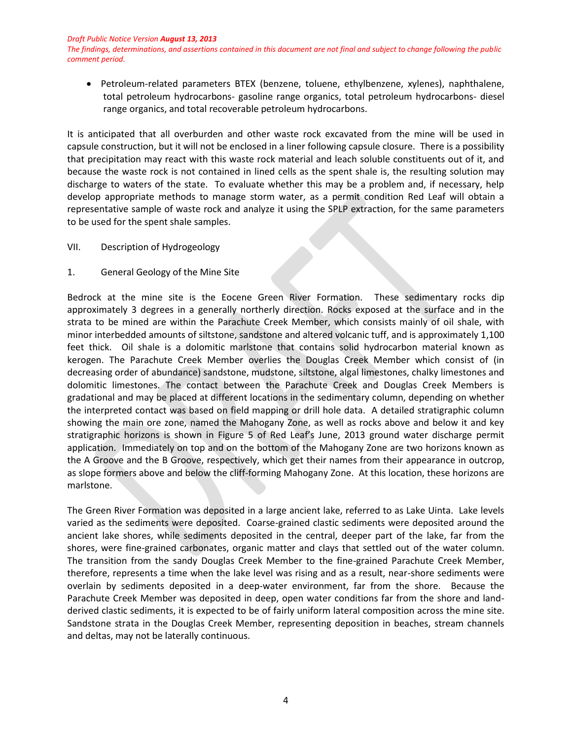- Petroleum-related parameters BTEX (benzene, toluene, ethylbenzene, xylenes), naphthalene, total petroleum hydrocarbons- gasoline range organics, total petroleum hydrocarbons- diesel range organics, and total recoverable petroleum hydrocarbons.

It is anticipated that all overburden and other waste rock excavated from the mine will be used in capsule construction, but it will not be enclosed in a liner following capsule closure. There is a possibility that precipitation may react with this waste rock material and leach soluble constituents out of it, and because the waste rock is not contained in lined cells as the spent shale is, the resulting solution may discharge to waters of the state. To evaluate whether this may be a problem and, if necessary, help develop appropriate methods to manage storm water, as a permit condition Red Leaf will obtain a representative sample of waste rock and analyze it using the SPLP extraction, for the same parameters to be used for the spent shale samples.

## VII. Description of Hydrogeology

### 1. General Geology of the Mine Site

Bedrock at the mine site is the Eocene Green River Formation. These sedimentary rocks dip approximately 3 degrees in a generally northerly direction. Rocks exposed at the surface and in the strata to be mined are within the Parachute Creek Member, which consists mainly of oil shale, with minor interbedded amounts of siltstone, sandstone and altered volcanic tuff, and is approximately 1,100 feet thick. Oil shale is a dolomitic marlstone that contains solid hydrocarbon material known as kerogen. The Parachute Creek Member overlies the Douglas Creek Member which consist of (in decreasing order of abundance) sandstone, mudstone, siltstone, algal limestones, chalky limestones and dolomitic limestones. The contact between the Parachute Creek and Douglas Creek Members is gradational and may be placed at different locations in the sedimentary column, depending on whether the interpreted contact was based on field mapping or drill hole data. A detailed stratigraphic column showing the main ore zone, named the Mahogany Zone, as well as rocks above and below it and key stratigraphic horizons is shown in Figure 5 of Red Leaf's June, 2013 ground water discharge permit application. Immediately on top and on the bottom of the Mahogany Zone are two horizons known as the A Groove and the B Groove, respectively, which get their names from their appearance in outcrop, as slope formers above and below the cliff-forming Mahogany Zone. At this location, these horizons are marlstone.

The Green River Formation was deposited in a large ancient lake, referred to as Lake Uinta. Lake levels varied as the sediments were deposited. Coarse-grained clastic sediments were deposited around the ancient lake shores, while sediments deposited in the central, deeper part of the lake, far from the shores, were fine-grained carbonates, organic matter and clays that settled out of the water column. The transition from the sandy Douglas Creek Member to the fine-grained Parachute Creek Member, therefore, represents a time when the lake level was rising and as a result, near-shore sediments were overlain by sediments deposited in a deep-water environment, far from the shore. Because the Parachute Creek Member was deposited in deep, open water conditions far from the shore and land-derived clastic sediments, it is expected to be of fairly uniform lateral composition across the mine site. Sandstone strata in the Douglas Creek Member, representing deposition in beaches, stream channels and deltas, may not be laterally continuous.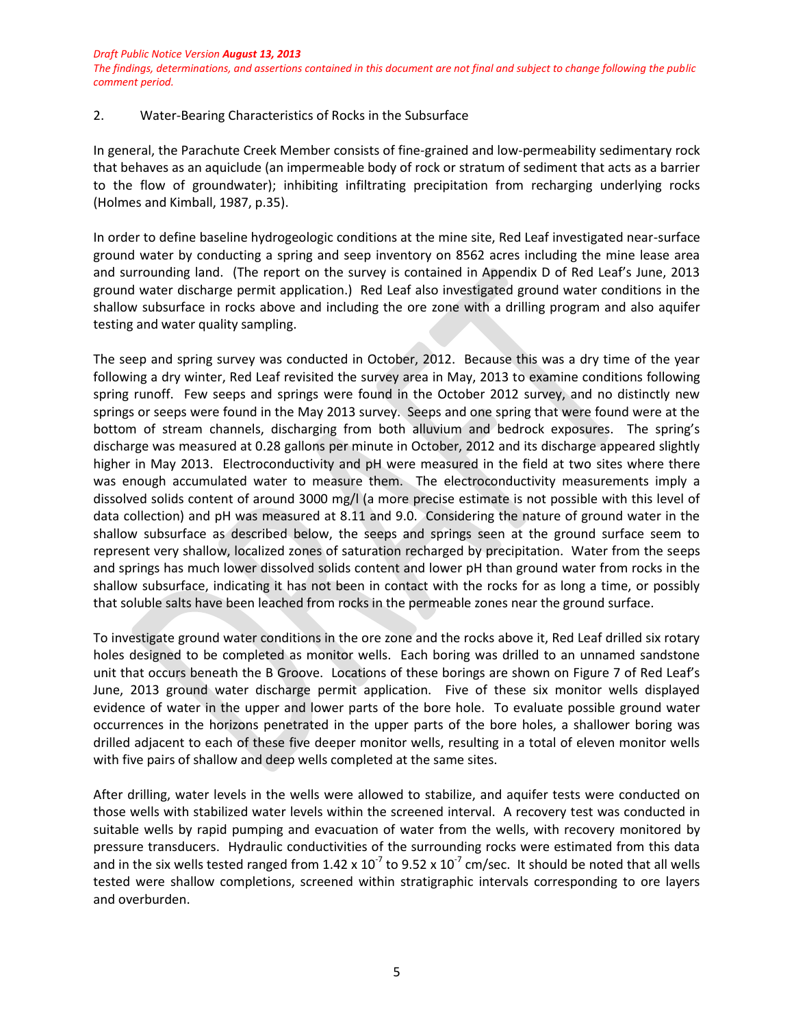2. Water-Bearing Characteristics of Rocks in the Subsurface

In general, the Parachute Creek Member consists of fine-grained and low-permeability sedimentary rock that behaves as an aquiclude (an impermeable body of rock or stratum of sediment that acts as a barrier to the flow of groundwater); inhibiting infiltrating precipitation from recharging underlying rocks (Holmes and Kimball, 1987, p.35).

In order to define baseline hydrogeologic conditions at the mine site, Red Leaf investigated near-surface ground water by conducting a spring and seep inventory on 8562 acres including the mine lease area and surrounding land. (The report on the survey is contained in Appendix D of Red Leaf's June, 2013 ground water discharge permit application.) Red Leaf also investigated ground water conditions in the shallow subsurface in rocks above and including the ore zone with a drilling program and also aquifer testing and water quality sampling.

The seep and spring survey was conducted in October, 2012. Because this was a dry time of the year following a dry winter, Red Leaf revisited the survey area in May, 2013 to examine conditions following spring runoff. Few seeps and springs were found in the October 2012 survey, and no distinctly new springs or seeps were found in the May 2013 survey. Seeps and one spring that were found were at the bottom of stream channels, discharging from both alluvium and bedrock exposures. The spring's discharge was measured at 0.28 gallons per minute in October, 2012 and its discharge appeared slightly higher in May 2013. Electroconductivity and pH were measured in the field at two sites where there was enough accumulated water to measure them. The electroconductivity measurements imply a dissolved solids content of around 3000 mg/l (a more precise estimate is not possible with this level of data collection) and pH was measured at 8.11 and 9.0. Considering the nature of ground water in the shallow subsurface as described below, the seeps and springs seen at the ground surface seem to represent very shallow, localized zones of saturation recharged by precipitation. Water from the seeps and springs has much lower dissolved solids content and lower pH than ground water from rocks in the shallow subsurface, indicating it has not been in contact with the rocks for as long a time, or possibly that soluble salts have been leached from rocks in the permeable zones near the ground surface.

To investigate ground water conditions in the ore zone and the rocks above it, Red Leaf drilled six rotary holes designed to be completed as monitor wells. Each boring was drilled to an unnamed sandstone unit that occurs beneath the B Groove. Locations of these borings are shown on Figure 7 of Red Leaf's June, 2013 ground water discharge permit application. Five of these six monitor wells displayed evidence of water in the upper and lower parts of the bore hole. To evaluate possible ground water occurrences in the horizons penetrated in the upper parts of the bore holes, a shallower boring was drilled adjacent to each of these five deeper monitor wells, resulting in a total of eleven monitor wells with five pairs of shallow and deep wells completed at the same sites.

After drilling, water levels in the wells were allowed to stabilize, and aquifer tests were conducted on those wells with stabilized water levels within the screened interval. A recovery test was conducted in suitable wells by rapid pumping and evacuation of water from the wells, with recovery monitored by pressure transducers. Hydraulic conductivities of the surrounding rocks were estimated from this data and in the six wells tested ranged from $1.42 \times 10^{-7}$ to $9.52 \times 10^{-7}$ cm/sec. It should be noted that all wells tested were shallow completions, screened within stratigraphic intervals corresponding to ore layers and overburden.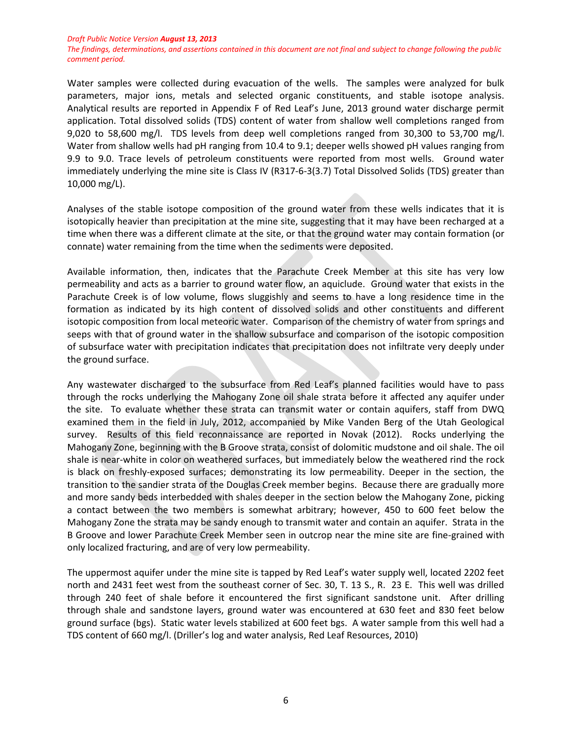*Draft Public Notice Version **August 13, 2013***
*The findings, determinations, and assertions contained in this document are not final and subject to change following the public comment period.*

Water samples were collected during evacuation of the wells. The samples were analyzed for bulk parameters, major ions, metals and selected organic constituents, and stable isotope analysis. Analytical results are reported in Appendix F of Red Leaf's June, 2013 ground water discharge permit application. Total dissolved solids (TDS) content of water from shallow well completions ranged from 9,020 to 58,600 mg/l. TDS levels from deep well completions ranged from 30,300 to 53,700 mg/l. Water from shallow wells had pH ranging from 10.4 to 9.1; deeper wells showed pH values ranging from 9.9 to 9.0. Trace levels of petroleum constituents were reported from most wells. Ground water immediately underlying the mine site is Class IV (R317-6-3(3.7) Total Dissolved Solids (TDS) greater than 10,000 mg/L).

Analyses of the stable isotope composition of the ground water from these wells indicates that it is isotopically heavier than precipitation at the mine site, suggesting that it may have been recharged at a time when there was a different climate at the site, or that the ground water may contain formation (or connate) water remaining from the time when the sediments were deposited.

Available information, then, indicates that the Parachute Creek Member at this site has very low permeability and acts as a barrier to ground water flow, an aquiclude. Ground water that exists in the Parachute Creek is of low volume, flows sluggishly and seems to have a long residence time in the formation as indicated by its high content of dissolved solids and other constituents and different isotopic composition from local meteoric water. Comparison of the chemistry of water from springs and seeps with that of ground water in the shallow subsurface and comparison of the isotopic composition of subsurface water with precipitation indicates that precipitation does not infiltrate very deeply under the ground surface.

Any wastewater discharged to the subsurface from Red Leaf's planned facilities would have to pass through the rocks underlying the Mahogany Zone oil shale strata before it affected any aquifer under the site. To evaluate whether these strata can transmit water or contain aquifers, staff from DWQ examined them in the field in July, 2012, accompanied by Mike Vanden Berg of the Utah Geological survey. Results of this field reconnaissance are reported in Novak (2012). Rocks underlying the Mahogany Zone, beginning with the B Groove strata, consist of dolomitic mudstone and oil shale. The oil shale is near-white in color on weathered surfaces, but immediately below the weathered rind the rock is black on freshly-exposed surfaces; demonstrating its low permeability. Deeper in the section, the transition to the sandier strata of the Douglas Creek member begins. Because there are gradually more and more sandy beds interbedded with shales deeper in the section below the Mahogany Zone, picking a contact between the two members is somewhat arbitrary; however, 450 to 600 feet below the Mahogany Zone the strata may be sandy enough to transmit water and contain an aquifer. Strata in the B Groove and lower Parachute Creek Member seen in outcrop near the mine site are fine-grained with only localized fracturing, and are of very low permeability.

The uppermost aquifer under the mine site is tapped by Red Leaf's water supply well, located 2202 feet north and 2431 feet west from the southeast corner of Sec. 30, T. 13 S., R. 23 E. This well was drilled through 240 feet of shale before it encountered the first significant sandstone unit. After drilling through shale and sandstone layers, ground water was encountered at 630 feet and 830 feet below ground surface (bgs). Static water levels stabilized at 600 feet bgs. A water sample from this well had a TDS content of 660 mg/l. (Driller's log and water analysis, Red Leaf Resources, 2010)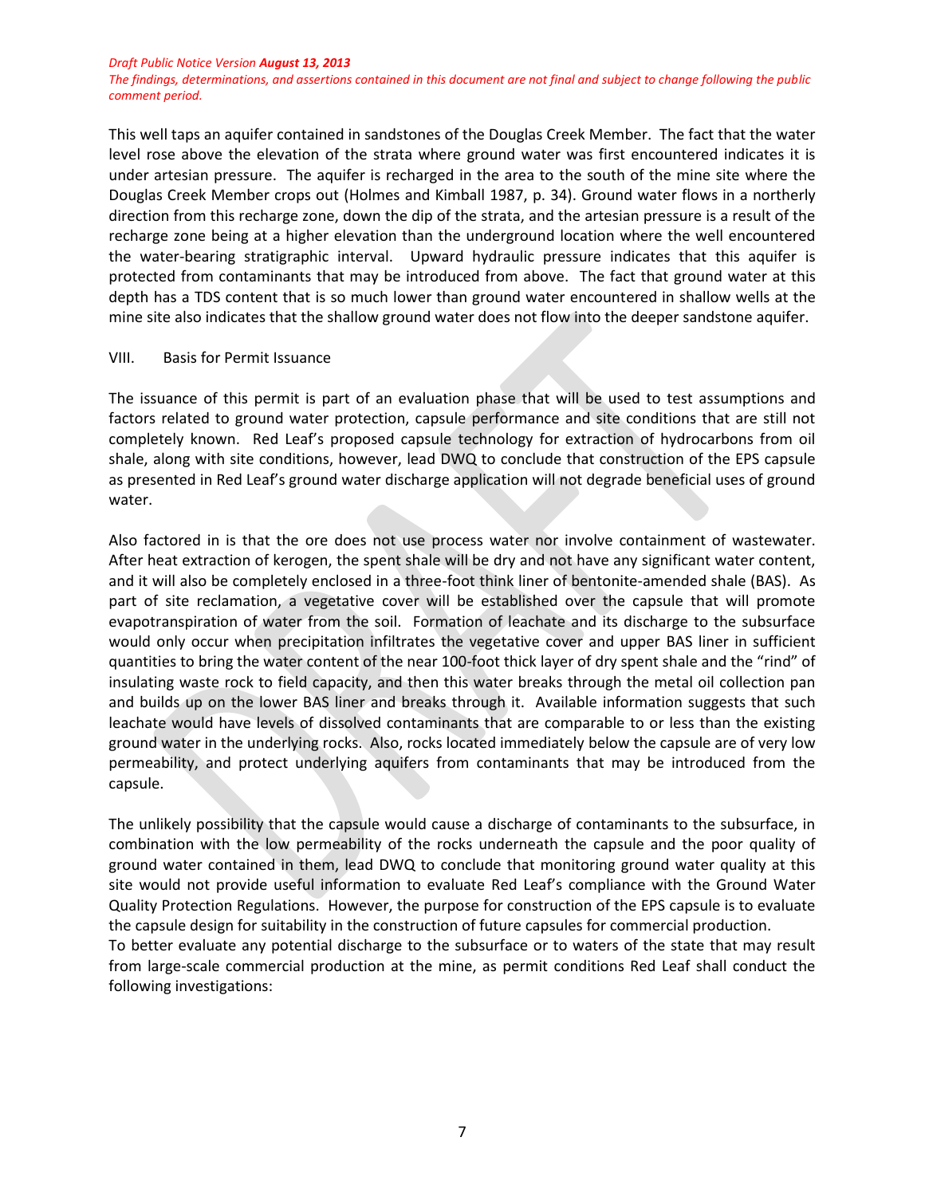This well taps an aquifer contained in sandstones of the Douglas Creek Member. The fact that the water level rose above the elevation of the strata where ground water was first encountered indicates it is under artesian pressure. The aquifer is recharged in the area to the south of the mine site where the Douglas Creek Member crops out (Holmes and Kimball 1987, p. 34). Ground water flows in a northerly direction from this recharge zone, down the dip of the strata, and the artesian pressure is a result of the recharge zone being at a higher elevation than the underground location where the well encountered the water-bearing stratigraphic interval. Upward hydraulic pressure indicates that this aquifer is protected from contaminants that may be introduced from above. The fact that ground water at this depth has a TDS content that is so much lower than ground water encountered in shallow wells at the mine site also indicates that the shallow ground water does not flow into the deeper sandstone aquifer.

## VIII. Basis for Permit Issuance

The issuance of this permit is part of an evaluation phase that will be used to test assumptions and factors related to ground water protection, capsule performance and site conditions that are still not completely known. Red Leaf's proposed capsule technology for extraction of hydrocarbons from oil shale, along with site conditions, however, lead DWQ to conclude that construction of the EPS capsule as presented in Red Leaf's ground water discharge application will not degrade beneficial uses of ground water.

Also factored in is that the ore does not use process water nor involve containment of wastewater. After heat extraction of kerogen, the spent shale will be dry and not have any significant water content, and it will also be completely enclosed in a three-foot think liner of bentonite-amended shale (BAS). As part of site reclamation, a vegetative cover will be established over the capsule that will promote evapotranspiration of water from the soil. Formation of leachate and its discharge to the subsurface would only occur when precipitation infiltrates the vegetative cover and upper BAS liner in sufficient quantities to bring the water content of the near 100-foot thick layer of dry spent shale and the "rind" of insulating waste rock to field capacity, and then this water breaks through the metal oil collection pan and builds up on the lower BAS liner and breaks through it. Available information suggests that such leachate would have levels of dissolved contaminants that are comparable to or less than the existing ground water in the underlying rocks. Also, rocks located immediately below the capsule are of very low permeability, and protect underlying aquifers from contaminants that may be introduced from the capsule.

The unlikely possibility that the capsule would cause a discharge of contaminants to the subsurface, in combination with the low permeability of the rocks underneath the capsule and the poor quality of ground water contained in them, lead DWQ to conclude that monitoring ground water quality at this site would not provide useful information to evaluate Red Leaf's compliance with the Ground Water Quality Protection Regulations. However, the purpose for construction of the EPS capsule is to evaluate the capsule design for suitability in the construction of future capsules for commercial production.

To better evaluate any potential discharge to the subsurface or to waters of the state that may result from large-scale commercial production at the mine, as permit conditions Red Leaf shall conduct the following investigations: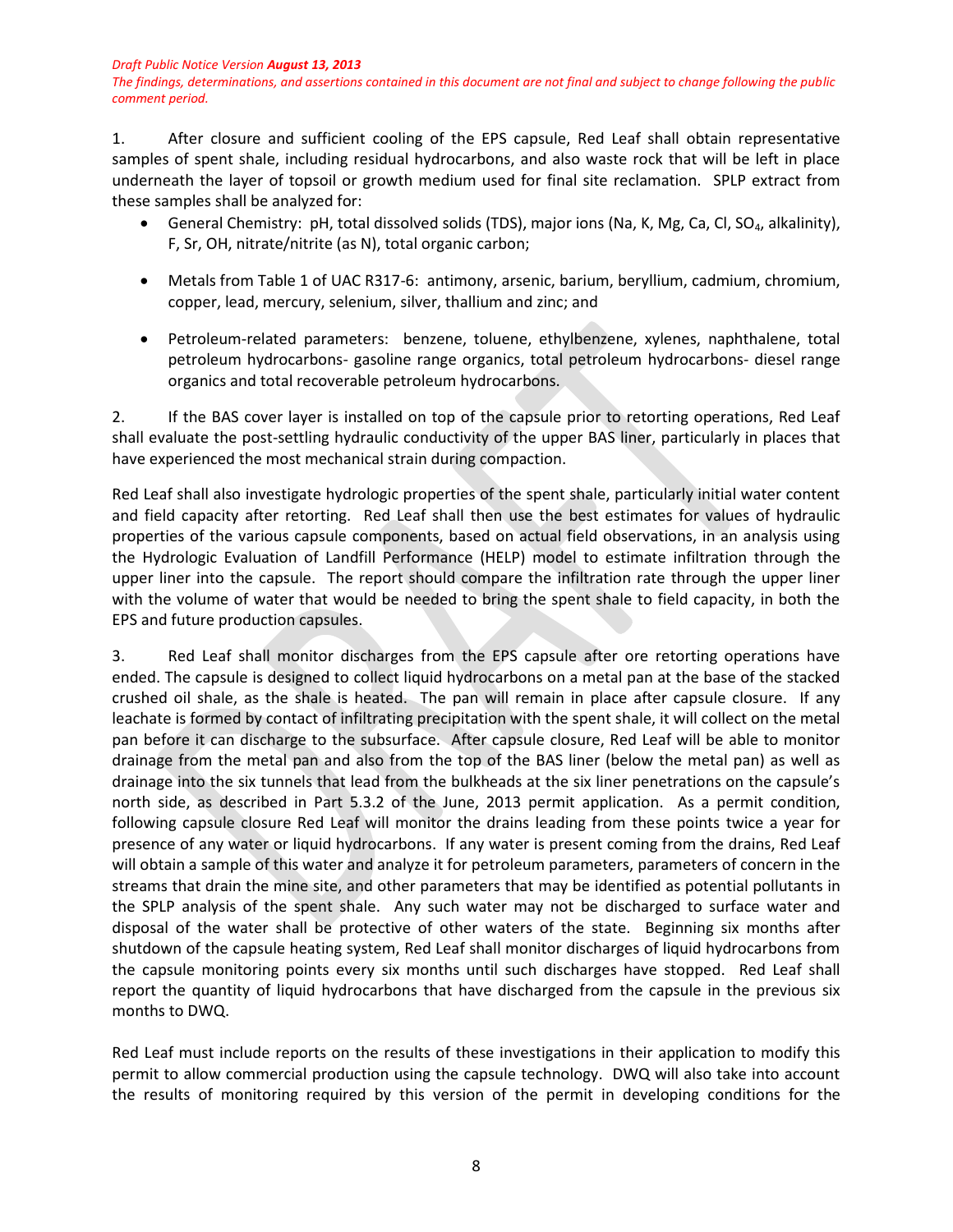*Draft Public Notice Version **August 13, 2013***
*The findings, determinations, and assertions contained in this document are not final and subject to change following the public comment period.*

1. After closure and sufficient cooling of the EPS capsule, Red Leaf shall obtain representative samples of spent shale, including residual hydrocarbons, and also waste rock that will be left in place underneath the layer of topsoil or growth medium used for final site reclamation. SPLP extract from these samples shall be analyzed for:

- General Chemistry: pH, total dissolved solids (TDS), major ions (Na, K, Mg, Ca, Cl, $SO_4$, alkalinity), F, Sr, OH, nitrate/nitrite (as N), total organic carbon;
- Metals from Table 1 of UAC R317-6: antimony, arsenic, barium, beryllium, cadmium, chromium, copper, lead, mercury, selenium, silver, thallium and zinc; and
- Petroleum-related parameters: benzene, toluene, ethylbenzene, xylenes, naphthalene, total petroleum hydrocarbons- gasoline range organics, total petroleum hydrocarbons- diesel range organics and total recoverable petroleum hydrocarbons.

2. If the BAS cover layer is installed on top of the capsule prior to retorting operations, Red Leaf shall evaluate the post-settling hydraulic conductivity of the upper BAS liner, particularly in places that have experienced the most mechanical strain during compaction.

Red Leaf shall also investigate hydrologic properties of the spent shale, particularly initial water content and field capacity after retorting. Red Leaf shall then use the best estimates for values of hydraulic properties of the various capsule components, based on actual field observations, in an analysis using the Hydrologic Evaluation of Landfill Performance (HELP) model to estimate infiltration through the upper liner into the capsule. The report should compare the infiltration rate through the upper liner with the volume of water that would be needed to bring the spent shale to field capacity, in both the EPS and future production capsules.

3. Red Leaf shall monitor discharges from the EPS capsule after ore retorting operations have ended. The capsule is designed to collect liquid hydrocarbons on a metal pan at the base of the stacked crushed oil shale, as the shale is heated. The pan will remain in place after capsule closure. If any leachate is formed by contact of infiltrating precipitation with the spent shale, it will collect on the metal pan before it can discharge to the subsurface. After capsule closure, Red Leaf will be able to monitor drainage from the metal pan and also from the top of the BAS liner (below the metal pan) as well as drainage into the six tunnels that lead from the bulkheads at the six liner penetrations on the capsule's north side, as described in Part 5.3.2 of the June, 2013 permit application. As a permit condition, following capsule closure Red Leaf will monitor the drains leading from these points twice a year for presence of any water or liquid hydrocarbons. If any water is present coming from the drains, Red Leaf will obtain a sample of this water and analyze it for petroleum parameters, parameters of concern in the streams that drain the mine site, and other parameters that may be identified as potential pollutants in the SPLP analysis of the spent shale. Any such water may not be discharged to surface water and disposal of the water shall be protective of other waters of the state. Beginning six months after shutdown of the capsule heating system, Red Leaf shall monitor discharges of liquid hydrocarbons from the capsule monitoring points every six months until such discharges have stopped. Red Leaf shall report the quantity of liquid hydrocarbons that have discharged from the capsule in the previous six months to DWQ.

Red Leaf must include reports on the results of these investigations in their application to modify this permit to allow commercial production using the capsule technology. DWQ will also take into account the results of monitoring required by this version of the permit in developing conditions for the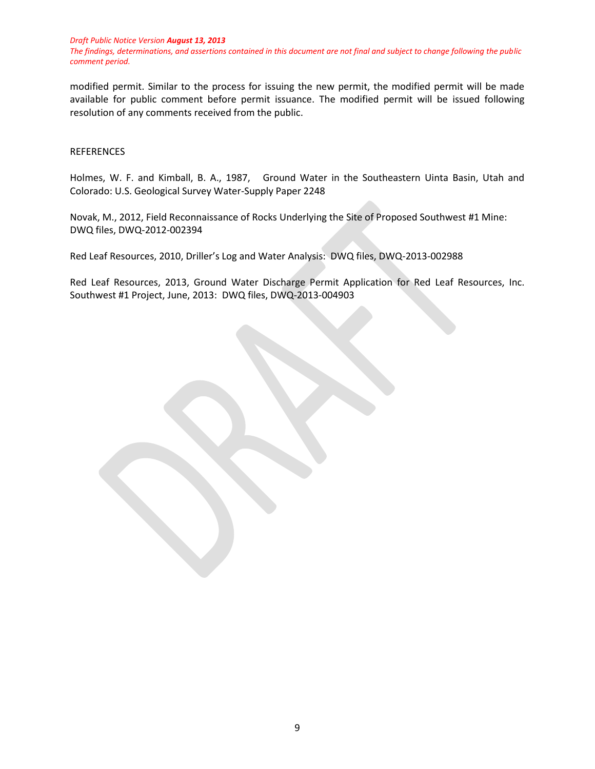modified permit. Similar to the process for issuing the new permit, the modified permit will be made available for public comment before permit issuance. The modified permit will be issued following resolution of any comments received from the public.

## REFERENCES

Holmes, W. F. and Kimball, B. A., 1987, Ground Water in the Southeastern Uinta Basin, Utah and Colorado: U.S. Geological Survey Water-Supply Paper 2248

Novak, M., 2012, Field Reconnaissance of Rocks Underlying the Site of Proposed Southwest #1 Mine: DWQ files, DWQ-2012-002394

Red Leaf Resources, 2010, Driller's Log and Water Analysis: DWQ files, DWQ-2013-002988

Red Leaf Resources, 2013, Ground Water Discharge Permit Application for Red Leaf Resources, Inc. Southwest #1 Project, June, 2013: DWQ files, DWQ-2013-004903